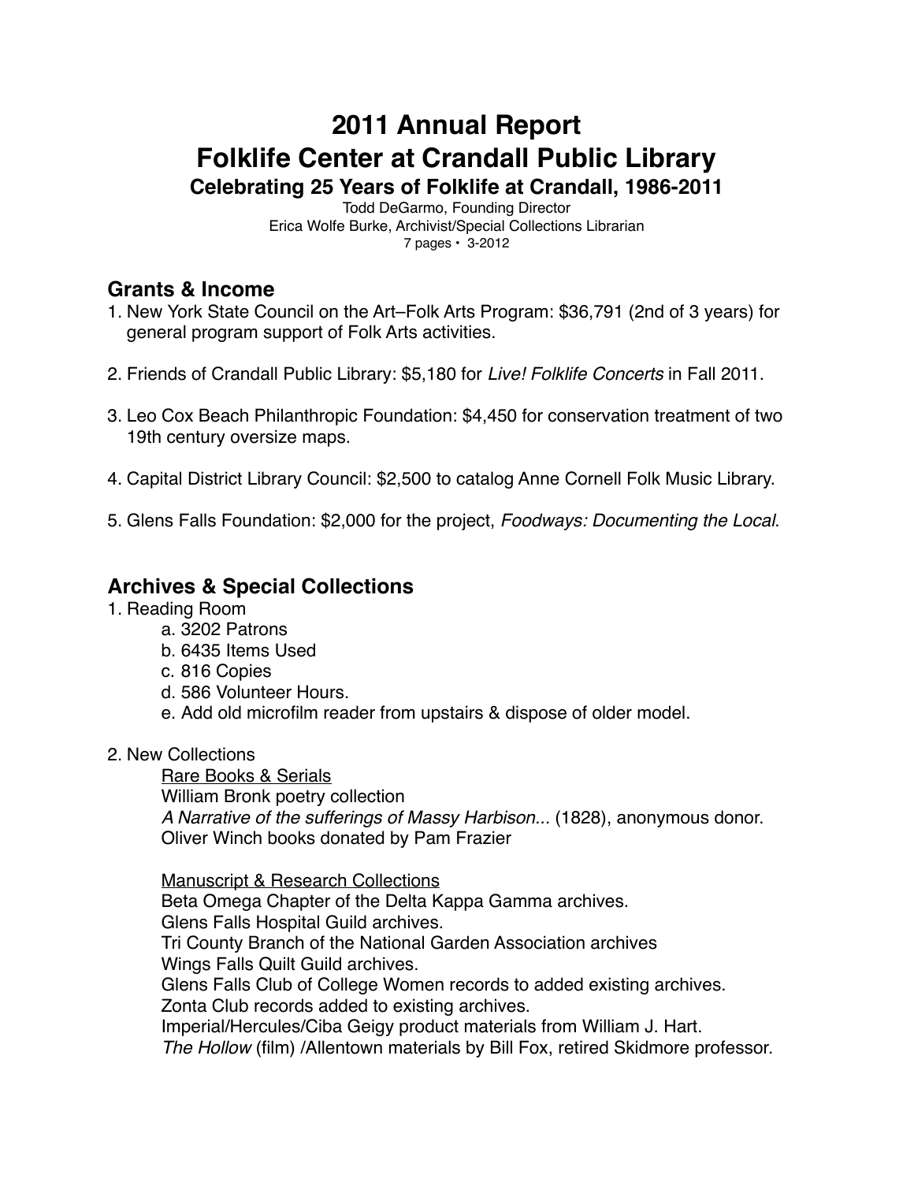# 2011 Annual Report
# Folklife Center at Crandall Public Library
### Celebrating 25 Years of Folklife at Crandall, 1986-2011

Todd DeGarmo, Founding Director
Erica Wolfe Burke, Archivist/Special Collections Librarian
7 pages • 3-2012

## Grants & Income

1. New York State Council on the Art–Folk Arts Program: $36,791 (2nd of 3 years) for general program support of Folk Arts activities.

2. Friends of Crandall Public Library: $5,180 for *Live! Folklife Concerts* in Fall 2011.

3. Leo Cox Beach Philanthropic Foundation: $4,450 for conservation treatment of two 19th century oversize maps.

4. Capital District Library Council: $2,500 to catalog Anne Cornell Folk Music Library.

5. Glens Falls Foundation: $2,000 for the project, *Foodways: Documenting the Local*.

## Archives & Special Collections

1. Reading Room
   - a. 3202 Patrons
   - b. 6435 Items Used
   - c. 816 Copies
   - d. 586 Volunteer Hours.
   - e. Add old microfilm reader from upstairs & dispose of older model.

2. New Collections

   Rare Books & Serials
   William Bronk poetry collection
   *A Narrative of the sufferings of Massy Harbison...* (1828), anonymous donor.
   Oliver Winch books donated by Pam Frazier

   Manuscript & Research Collections
   Beta Omega Chapter of the Delta Kappa Gamma archives.
   Glens Falls Hospital Guild archives.
   Tri County Branch of the National Garden Association archives
   Wings Falls Quilt Guild archives.
   Glens Falls Club of College Women records to added existing archives.
   Zonta Club records added to existing archives.
   Imperial/Hercules/Ciba Geigy product materials from William J. Hart.
   *The Hollow* (film) /Allentown materials by Bill Fox, retired Skidmore professor.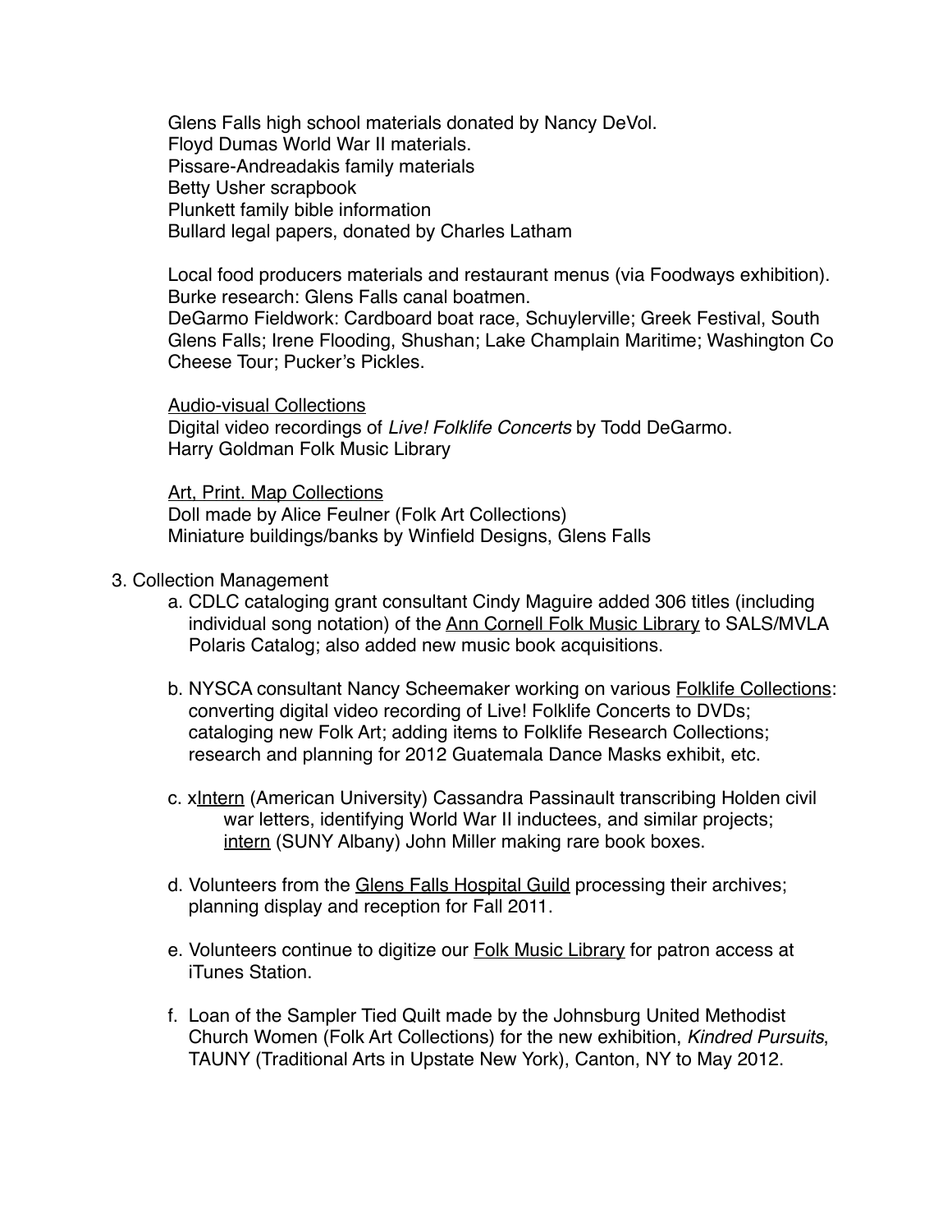Glens Falls high school materials donated by Nancy DeVol.
Floyd Dumas World War II materials.
Pissare-Andreadakis family materials
Betty Usher scrapbook
Plunkett family bible information
Bullard legal papers, donated by Charles Latham

Local food producers materials and restaurant menus (via Foodways exhibition).
Burke research: Glens Falls canal boatmen.
DeGarmo Fieldwork: Cardboard boat race, Schuylerville; Greek Festival, South Glens Falls; Irene Flooding, Shushan; Lake Champlain Maritime; Washington Co Cheese Tour; Pucker's Pickles.

<u>Audio-visual Collections</u>
Digital video recordings of *Live! Folklife Concerts* by Todd DeGarmo.
Harry Goldman Folk Music Library

<u>Art, Print. Map Collections</u>
Doll made by Alice Feulner (Folk Art Collections)
Miniature buildings/banks by Winfield Designs, Glens Falls

3. Collection Management
   a. CDLC cataloging grant consultant Cindy Maguire added 306 titles (including individual song notation) of the <u>Ann Cornell Folk Music Library</u> to SALS/MVLA Polaris Catalog; also added new music book acquisitions.

   b. NYSCA consultant Nancy Scheemaker working on various <u>Folklife Collections</u>: converting digital video recording of Live! Folklife Concerts to DVDs; cataloging new Folk Art; adding items to Folklife Research Collections; research and planning for 2012 Guatemala Dance Masks exhibit, etc.

   c. x<u>Intern</u> (American University) Cassandra Passinault transcribing Holden civil war letters, identifying World War II inductees, and similar projects; <u>intern</u> (SUNY Albany) John Miller making rare book boxes.

   d. Volunteers from the <u>Glens Falls Hospital Guild</u> processing their archives; planning display and reception for Fall 2011.

   e. Volunteers continue to digitize our <u>Folk Music Library</u> for patron access at iTunes Station.

   f. Loan of the Sampler Tied Quilt made by the Johnsburg United Methodist Church Women (Folk Art Collections) for the new exhibition, *Kindred Pursuits*, TAUNY (Traditional Arts in Upstate New York), Canton, NY to May 2012.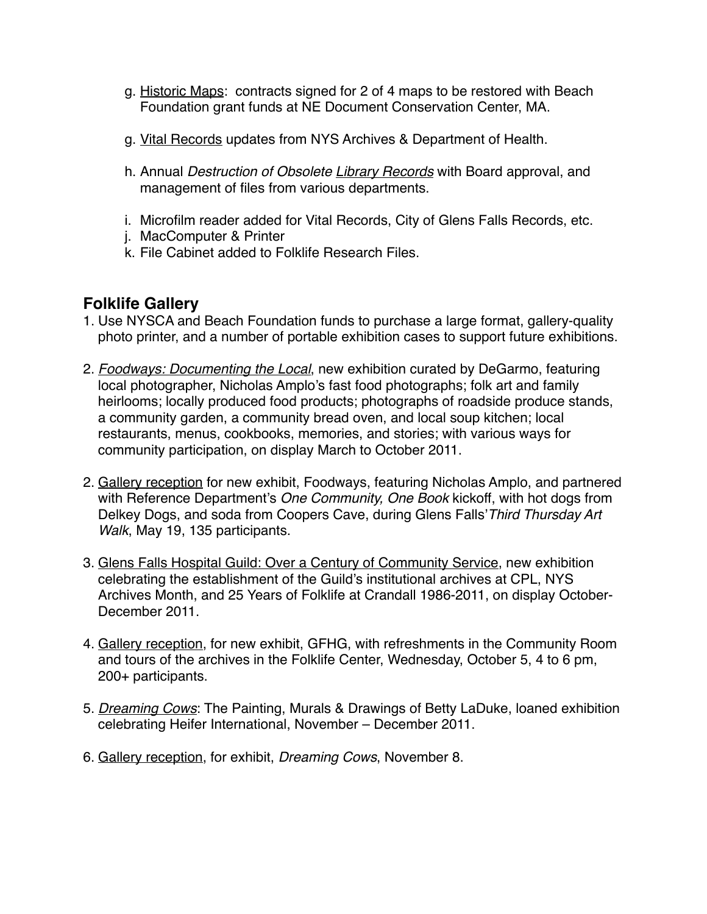g. <u>Historic Maps</u>:  contracts signed for 2 of 4 maps to be restored with Beach Foundation grant funds at NE Document Conservation Center, MA.

g. <u>Vital Records</u> updates from NYS Archives & Department of Health.

h. Annual *Destruction of Obsolete <u>Library Records</u>* with Board approval, and management of files from various departments.

i. Microfilm reader added for Vital Records, City of Glens Falls Records, etc.
j. MacComputer & Printer
k. File Cabinet added to Folklife Research Files.

## Folklife Gallery

1. Use NYSCA and Beach Foundation funds to purchase a large format, gallery-quality photo printer, and a number of portable exhibition cases to support future exhibitions.

2. *<u>Foodways: Documenting the Local</u>*, new exhibition curated by DeGarmo, featuring local photographer, Nicholas Amplo's fast food photographs; folk art and family heirlooms; locally produced food products; photographs of roadside produce stands, a community garden, a community bread oven, and local soup kitchen; local restaurants, menus, cookbooks, memories, and stories; with various ways for community participation, on display March to October 2011.

2. <u>Gallery reception</u> for new exhibit, Foodways, featuring Nicholas Amplo, and partnered with Reference Department's *One Community, One Book* kickoff, with hot dogs from Delkey Dogs, and soda from Coopers Cave, during Glens Falls'*Third Thursday Art Walk*, May 19, 135 participants.

3. <u>Glens Falls Hospital Guild: Over a Century of Community Service</u>, new exhibition celebrating the establishment of the Guild's institutional archives at CPL, NYS Archives Month, and 25 Years of Folklife at Crandall 1986-2011, on display October-December 2011.

4. <u>Gallery reception</u>, for new exhibit, GFHG, with refreshments in the Community Room and tours of the archives in the Folklife Center, Wednesday, October 5, 4 to 6 pm, 200+ participants.

5. *<u>Dreaming Cows</u>*: The Painting, Murals & Drawings of Betty LaDuke, loaned exhibition celebrating Heifer International, November – December 2011.

6. <u>Gallery reception</u>, for exhibit, *Dreaming Cows*, November 8.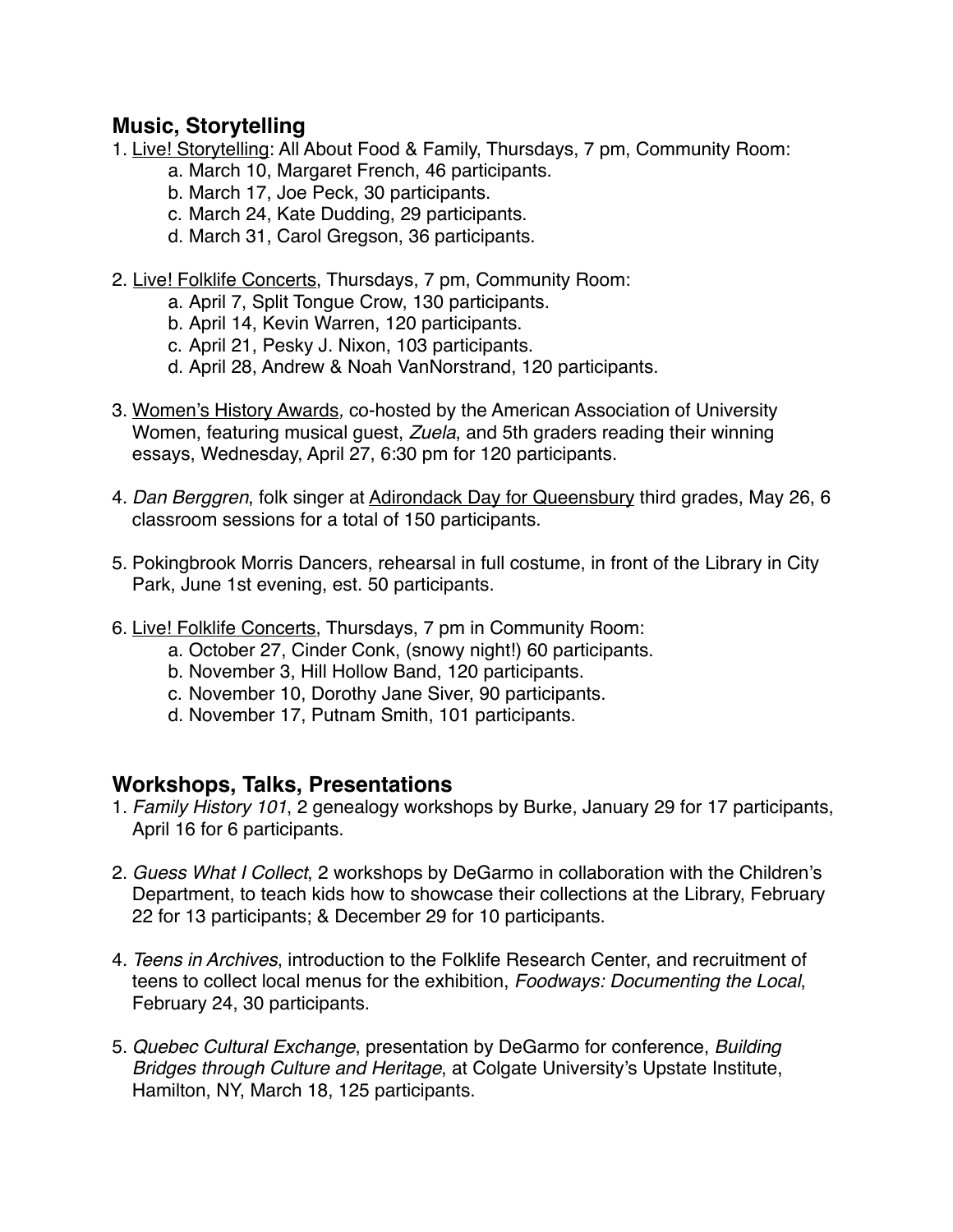## Music, Storytelling

1. Live! Storytelling: All About Food & Family, Thursdays, 7 pm, Community Room:
   a. March 10, Margaret French, 46 participants.
   b. March 17, Joe Peck, 30 participants.
   c. March 24, Kate Dudding, 29 participants.
   d. March 31, Carol Gregson, 36 participants.

2. Live! Folklife Concerts, Thursdays, 7 pm, Community Room:
   a. April 7, Split Tongue Crow, 130 participants.
   b. April 14, Kevin Warren, 120 participants.
   c. April 21, Pesky J. Nixon, 103 participants.
   d. April 28, Andrew & Noah VanNorstrand, 120 participants.

3. Women's History Awards, co-hosted by the American Association of University Women, featuring musical guest, *Zuela*, and 5th graders reading their winning essays, Wednesday, April 27, 6:30 pm for 120 participants.

4. *Dan Berggren*, folk singer at Adirondack Day for Queensbury third grades, May 26, 6 classroom sessions for a total of 150 participants.

5. Pokingbrook Morris Dancers, rehearsal in full costume, in front of the Library in City Park, June 1st evening, est. 50 participants.

6. Live! Folklife Concerts, Thursdays, 7 pm in Community Room:
   a. October 27, Cinder Conk, (snowy night!) 60 participants.
   b. November 3, Hill Hollow Band, 120 participants.
   c. November 10, Dorothy Jane Siver, 90 participants.
   d. November 17, Putnam Smith, 101 participants.

## Workshops, Talks, Presentations

1. *Family History 101*, 2 genealogy workshops by Burke, January 29 for 17 participants, April 16 for 6 participants.

2. *Guess What I Collect*, 2 workshops by DeGarmo in collaboration with the Children's Department, to teach kids how to showcase their collections at the Library, February 22 for 13 participants; & December 29 for 10 participants.

4. *Teens in Archives*, introduction to the Folklife Research Center, and recruitment of teens to collect local menus for the exhibition, *Foodways: Documenting the Local*, February 24, 30 participants.

5. *Quebec Cultural Exchange*, presentation by DeGarmo for conference, *Building Bridges through Culture and Heritage*, at Colgate University's Upstate Institute, Hamilton, NY, March 18, 125 participants.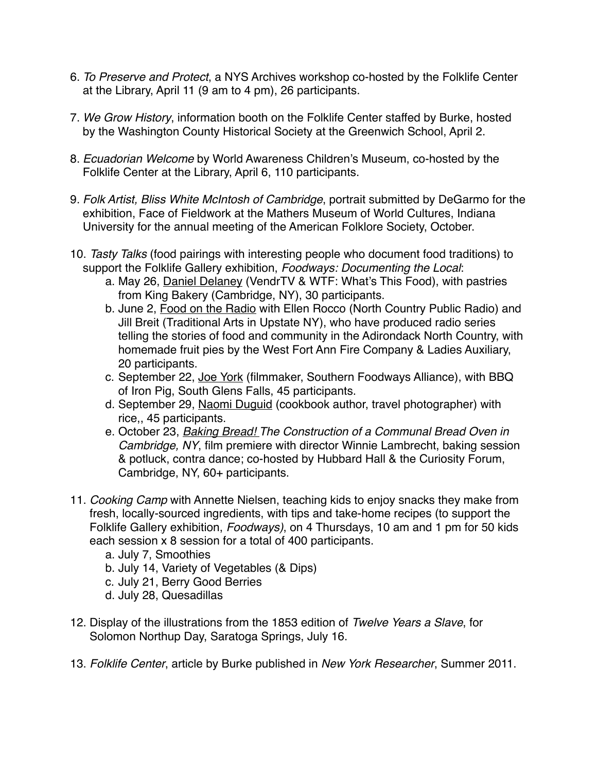6. *To Preserve and Protect*, a NYS Archives workshop co-hosted by the Folklife Center at the Library, April 11 (9 am to 4 pm), 26 participants.

7. *We Grow History*, information booth on the Folklife Center staffed by Burke, hosted by the Washington County Historical Society at the Greenwich School, April 2.

8. *Ecuadorian Welcome* by World Awareness Children's Museum, co-hosted by the Folklife Center at the Library, April 6, 110 participants.

9. *Folk Artist, Bliss White McIntosh of Cambridge*, portrait submitted by DeGarmo for the exhibition, Face of Fieldwork at the Mathers Museum of World Cultures, Indiana University for the annual meeting of the American Folklore Society, October.

10. *Tasty Talks* (food pairings with interesting people who document food traditions) to support the Folklife Gallery exhibition, *Foodways: Documenting the Local*:
    a. May 26, Daniel Delaney (VendrTV & WTF: What's This Food), with pastries from King Bakery (Cambridge, NY), 30 participants.
    b. June 2, Food on the Radio with Ellen Rocco (North Country Public Radio) and Jill Breit (Traditional Arts in Upstate NY), who have produced radio series telling the stories of food and community in the Adirondack North Country, with homemade fruit pies by the West Fort Ann Fire Company & Ladies Auxiliary, 20 participants.
    c. September 22, Joe York (filmmaker, Southern Foodways Alliance), with BBQ of Iron Pig, South Glens Falls, 45 participants.
    d. September 29, Naomi Duguid (cookbook author, travel photographer) with rice,, 45 participants.
    e. October 23, *Baking Bread! The Construction of a Communal Bread Oven in Cambridge, NY*, film premiere with director Winnie Lambrecht, baking session & potluck, contra dance; co-hosted by Hubbard Hall & the Curiosity Forum, Cambridge, NY, 60+ participants.

11. *Cooking Camp* with Annette Nielsen, teaching kids to enjoy snacks they make from fresh, locally-sourced ingredients, with tips and take-home recipes (to support the Folklife Gallery exhibition, *Foodways)*, on 4 Thursdays, 10 am and 1 pm for 50 kids each session x 8 session for a total of 400 participants.
    a. July 7, Smoothies
    b. July 14, Variety of Vegetables (& Dips)
    c. July 21, Berry Good Berries
    d. July 28, Quesadillas

12. Display of the illustrations from the 1853 edition of *Twelve Years a Slave*, for Solomon Northup Day, Saratoga Springs, July 16.

13. *Folklife Center*, article by Burke published in *New York Researcher*, Summer 2011.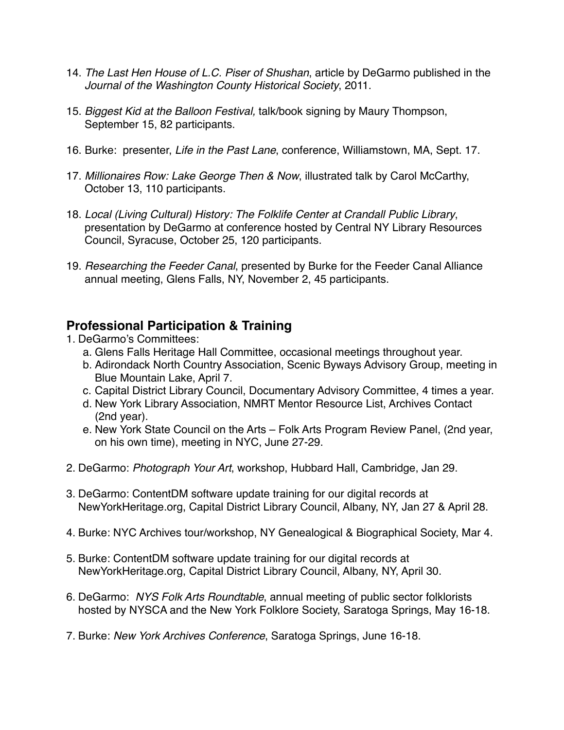14. *The Last Hen House of L.C. Piser of Shushan*, article by DeGarmo published in the *Journal of the Washington County Historical Society*, 2011.

15. *Biggest Kid at the Balloon Festival,* talk/book signing by Maury Thompson, September 15, 82 participants.

16. Burke: presenter, *Life in the Past Lane*, conference, Williamstown, MA, Sept. 17.

17. *Millionaires Row: Lake George Then & Now*, illustrated talk by Carol McCarthy, October 13, 110 participants.

18. *Local (Living Cultural) History: The Folklife Center at Crandall Public Library*, presentation by DeGarmo at conference hosted by Central NY Library Resources Council, Syracuse, October 25, 120 participants.

19. *Researching the Feeder Canal*, presented by Burke for the Feeder Canal Alliance annual meeting, Glens Falls, NY, November 2, 45 participants.

## Professional Participation & Training

1. DeGarmo's Committees:
   a. Glens Falls Heritage Hall Committee, occasional meetings throughout year.
   b. Adirondack North Country Association, Scenic Byways Advisory Group, meeting in Blue Mountain Lake, April 7.
   c. Capital District Library Council, Documentary Advisory Committee, 4 times a year.
   d. New York Library Association, NMRT Mentor Resource List, Archives Contact (2nd year).
   e. New York State Council on the Arts – Folk Arts Program Review Panel, (2nd year, on his own time), meeting in NYC, June 27-29.

2. DeGarmo: *Photograph Your Art*, workshop, Hubbard Hall, Cambridge, Jan 29.

3. DeGarmo: ContentDM software update training for our digital records at NewYorkHeritage.org, Capital District Library Council, Albany, NY, Jan 27 & April 28.

4. Burke: NYC Archives tour/workshop, NY Genealogical & Biographical Society, Mar 4.

5. Burke: ContentDM software update training for our digital records at NewYorkHeritage.org, Capital District Library Council, Albany, NY, April 30.

6. DeGarmo: *NYS Folk Arts Roundtable*, annual meeting of public sector folklorists hosted by NYSCA and the New York Folklore Society, Saratoga Springs, May 16-18.

7. Burke: *New York Archives Conference*, Saratoga Springs, June 16-18.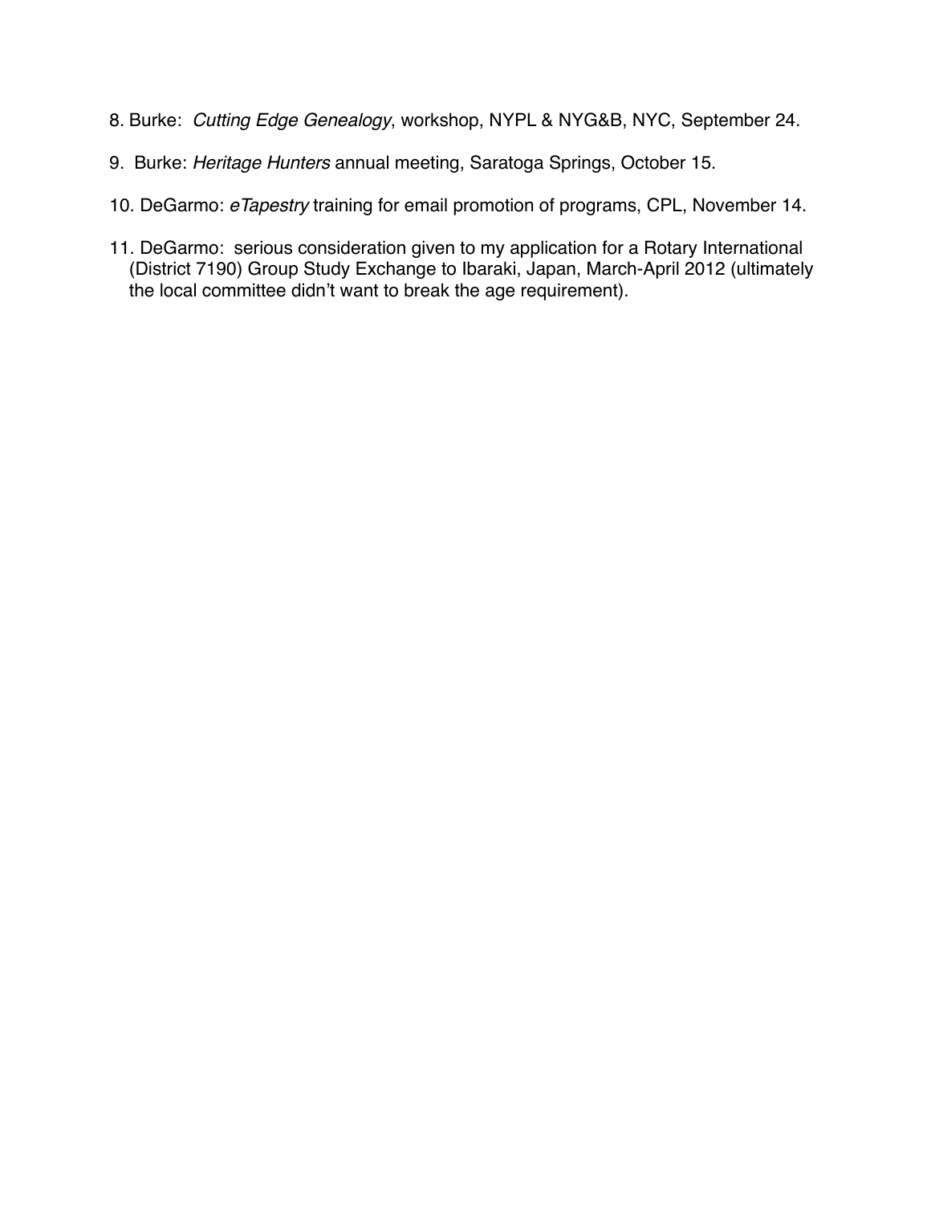8. Burke: *Cutting Edge Genealogy*, workshop, NYPL & NYG&B, NYC, September 24.

9. Burke: *Heritage Hunters* annual meeting, Saratoga Springs, October 15.

10. DeGarmo: *eTapestry* training for email promotion of programs, CPL, November 14.

11. DeGarmo: serious consideration given to my application for a Rotary International (District 7190) Group Study Exchange to Ibaraki, Japan, March-April 2012 (ultimately the local committee didn't want to break the age requirement).